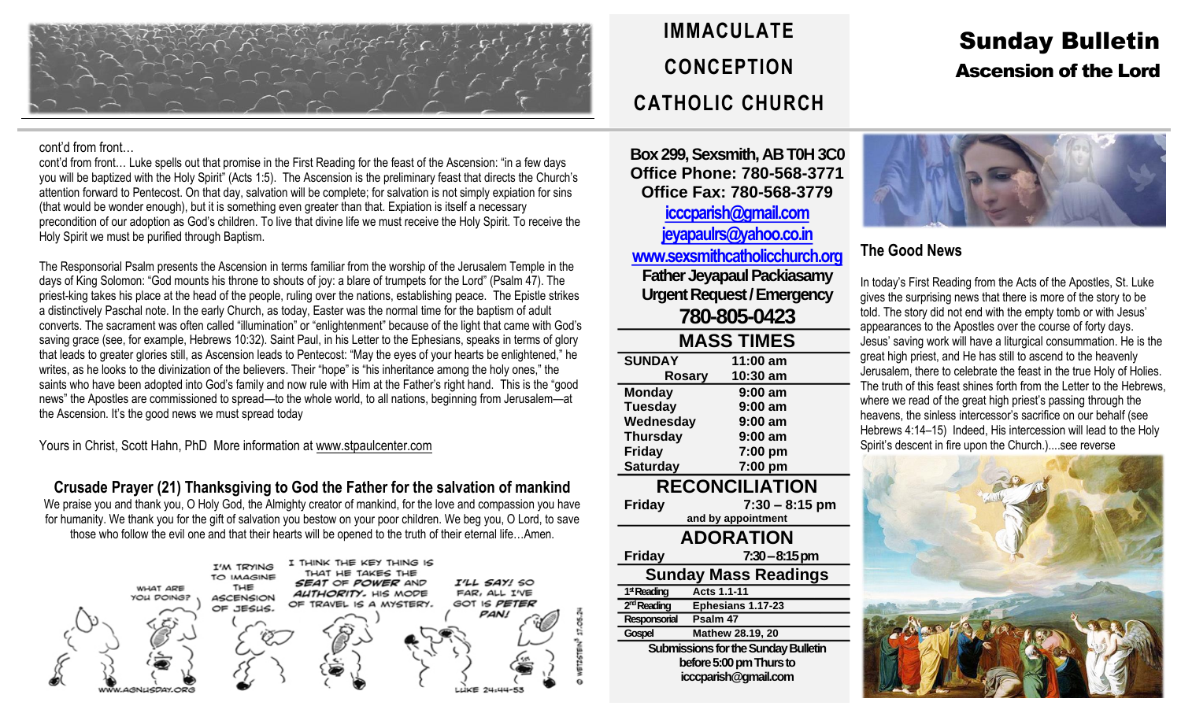# IMMACULATE CONCEPTION CATHOLIC CHURCH

# Sunday Bulletin

## Ascension of the Lord

cont'd from front…

cont'd from front… Luke spells out that promise in the First Reading for the feast of the Ascension: "in a few days you will be baptized with the Holy Spirit" (Acts 1:5). The Ascension is the preliminary feast that directs the Church's attention forward to Pentecost. On that day, salvation will be complete; for salvation is not simply expiation for sins (that would be wonder enough), but it is something even greater than that. Expiation is itself a necessary precondition of our adoption as God's children. To live that divine life we must receive the Holy Spirit. To receive the Holy Spirit we must be purified through Baptism.

The Responsorial Psalm presents the Ascension in terms familiar from the worship of the Jerusalem Temple in the days of King Solomon: "God mounts his throne to shouts of joy: a blare of trumpets for the Lord" (Psalm 47). The priest-king takes his place at the head of the people, ruling over the nations, establishing peace. The Epistle strikes a distinctively Paschal note. In the early Church, as today, Easter was the normal time for the baptism of adult converts. The sacrament was often called "illumination" or "enlightenment" because of the light that came with God's saving grace (see, for example, Hebrews 10:32). Saint Paul, in his Letter to the Ephesians, speaks in terms of glory that leads to greater glories still, as Ascension leads to Pentecost: "May the eyes of your hearts be enlightened," he writes, as he looks to the divinization of the believers. Their "hope" is "his inheritance among the holy ones," the saints who have been adopted into God's family and now rule with Him at the Father's right hand. This is the "good news" the Apostles are commissioned to spread—to the whole world, to all nations, beginning from Jerusalem—at the Ascension. It's the good news we must spread today

Yours in Christ, Scott Hahn, PhD More information at www.stpaulcenter.com

### Crusade Prayer (21) Thanksgiving to God the Father for the salvation of mankind

We praise you and thank you, O Holy God, the Almighty creator of mankind, for the love and compassion you have for humanity. We thank you for the gift of salvation you bestow on your poor children. We beg you, O Lord, to save those who follow the evil one and that their hearts will be opened to the truth of their eternal life…Amen.

**Box 299, Sexsmith, AB T0H 3C0**
**Office Phone: 780-568-3771**
**Office Fax: 780-568-3779**
**icccparish@gmail.com**
**jeyapaulrs@yahoo.co.in**
**www.sexsmithcatholicchurch.org**
**Father Jeyapaul Packiasamy**
**Urgent Request / Emergency**
**780-805-0423**

### MASS TIMES

| | |
|---|---|
| SUNDAY | 11:00 am |
| Rosary | 10:30 am |
| Monday | 9:00 am |
| Tuesday | 9:00 am |
| Wednesday | 9:00 am |
| Thursday | 9:00 am |
| Friday | 7:00 pm |
| Saturday | 7:00 pm |

### RECONCILIATION

Friday 7:30 – 8:15 pm
and by appointment

### ADORATION

Friday 7:30 – 8:15 pm

### Sunday Mass Readings

| | |
|---|---|
| 1st Reading | Acts 1.1-11 |
| 2nd Reading | Ephesians 1.17-23 |
| Responsorial | Psalm 47 |
| Gospel | Mathew 28.19, 20 |

**Submissions for the Sunday Bulletin before 5:00 pm Thurs to icccparish@gmail.com**

### The Good News

In today's First Reading from the Acts of the Apostles, St. Luke gives the surprising news that there is more of the story to be told. The story did not end with the empty tomb or with Jesus' appearances to the Apostles over the course of forty days. Jesus' saving work will have a liturgical consummation. He is the great high priest, and He has still to ascend to the heavenly Jerusalem, there to celebrate the feast in the true Holy of Holies. The truth of this feast shines forth from the Letter to the Hebrews, where we read of the great high priest's passing through the heavens, the sinless intercessor's sacrifice on our behalf (see Hebrews 4:14–15) Indeed, His intercession will lead to the Holy Spirit's descent in fire upon the Church.)....see reverse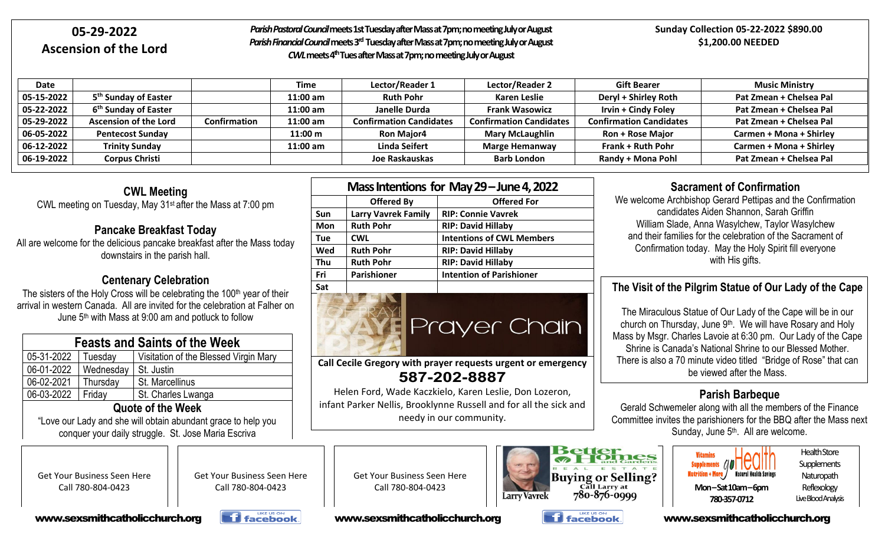## 05-29-2022
## Ascension of the Lord

*Parish Pastoral Council* meets 1st Tuesday after Mass at 7pm; no meeting July or August
*Parish Financial Council* meets 3rd Tuesday after Mass at 7pm; no meeting July or August
*CWL* meets 4th Tues after Mass at 7pm; no meeting July or August

**Sunday Collection 05-22-2022 $890.00**
**$1,200.00 NEEDED**

| Date | | | Time | Lector/Reader 1 | Lector/Reader 2 | Gift Bearer | Music Ministry |
|---|---|---|---|---|---|---|---|
| 05-15-2022 | 5th Sunday of Easter | | 11:00 am | Ruth Pohr | Karen Leslie | Deryl + Shirley Roth | Pat Zmean + Chelsea Pal |
| 05-22-2022 | 6th Sunday of Easter | | 11:00 am | Janelle Durda | Frank Wasowicz | Irvin + Cindy Foley | Pat Zmean + Chelsea Pal |
| 05-29-2022 | Ascension of the Lord | Confirmation | 11:00 am | Confirmation Candidates | Confirmation Candidates | Confirmation Candidates | Pat Zmean + Chelsea Pal |
| 06-05-2022 | Pentecost Sunday | | 11:00 m | Ron Major4 | Mary McLaughlin | Ron + Rose Major | Carmen + Mona + Shirley |
| 06-12-2022 | Trinity Sunday | | 11:00 am | Linda Seifert | Marge Hemanway | Frank + Ruth Pohr | Carmen + Mona + Shirley |
| 06-19-2022 | Corpus Christi | | | Joe Raskauskas | Barb London | Randy + Mona Pohl | Pat Zmean + Chelsea Pal |

### CWL Meeting

CWL meeting on Tuesday, May 31st after the Mass at 7:00 pm

### Pancake Breakfast Today

All are welcome for the delicious pancake breakfast after the Mass today downstairs in the parish hall.

### Centenary Celebration

The sisters of the Holy Cross will be celebrating the 100th year of their arrival in western Canada. All are invited for the celebration at Falher on June 5th with Mass at 9:00 am and potluck to follow

### Feasts and Saints of the Week

| | | |
|---|---|---|
| 05-31-2022 | Tuesday | Visitation of the Blessed Virgin Mary |
| 06-01-2022 | Wednesday | St. Justin |
| 06-02-2021 | Thursday | St. Marcellinus |
| 06-03-2022 | Friday | St. Charles Lwanga |

### Quote of the Week

"Love our Lady and she will obtain abundant grace to help you conquer your daily struggle. St. Jose Maria Escriva

### Mass Intentions for May 29 – June 4, 2022

| | Offered By | Offered For |
|---|---|---|
| Sun | Larry Vavrek Family | RIP: Connie Vavrek |
| Mon | Ruth Pohr | RIP: David Hillaby |
| Tue | CWL | Intentions of CWL Members |
| Wed | Ruth Pohr | RIP: David Hillaby |
| Thu | Ruth Pohr | RIP: David Hillaby |
| Fri | Parishioner | Intention of Parishioner |
| Sat | | |

### Prayer Chain

**Call Cecile Gregory with prayer requests urgent or emergency**
**587-202-8887**

Helen Ford, Wade Kaczkielo, Karen Leslie, Don Lozeron, infant Parker Nellis, Brooklynne Russell and for all the sick and needy in our community.

### Sacrament of Confirmation

We welcome Archbishop Gerard Pettipas and the Confirmation candidates Aiden Shannon, Sarah Griffin William Slade, Anna Wasylchew, Taylor Wasylchew and their families for the celebration of the Sacrament of Confirmation today. May the Holy Spirit fill everyone with His gifts.

### The Visit of the Pilgrim Statue of Our Lady of the Cape

The Miraculous Statue of Our Lady of the Cape will be in our church on Thursday, June 9th. We will have Rosary and Holy Mass by Msgr. Charles Lavoie at 6:30 pm. Our Lady of the Cape Shrine is Canada's National Shrine to our Blessed Mother. There is also a 70 minute video titled "Bridge of Rose" that can be viewed after the Mass.

### Parish Barbeque

Gerald Schwemeler along with all the members of the Finance Committee invites the parishioners for the BBQ after the Mass next Sunday, June 5th. All are welcome.

Get Your Business Seen Here
Call 780-804-0423

Get Your Business Seen Here
Call 780-804-0423

Get Your Business Seen Here
Call 780-804-0423

Better Homes and Gardens Real Estate
Buying or Selling? Call Larry at 780-876-0999
Larry Vavrek

Vitamins, Supplements, Nutrition + More — Health — Natural Health Savings
Health Store, Supplements, Naturopath, Reflexology, Live Blood Analysis
Mon – Sat 10am – 6pm
780-357-0712

www.sexsmithcatholicchurch.org Like us on facebook www.sexsmithcatholicchurch.org Like us on facebook www.sexsmithcatholicchurch.org